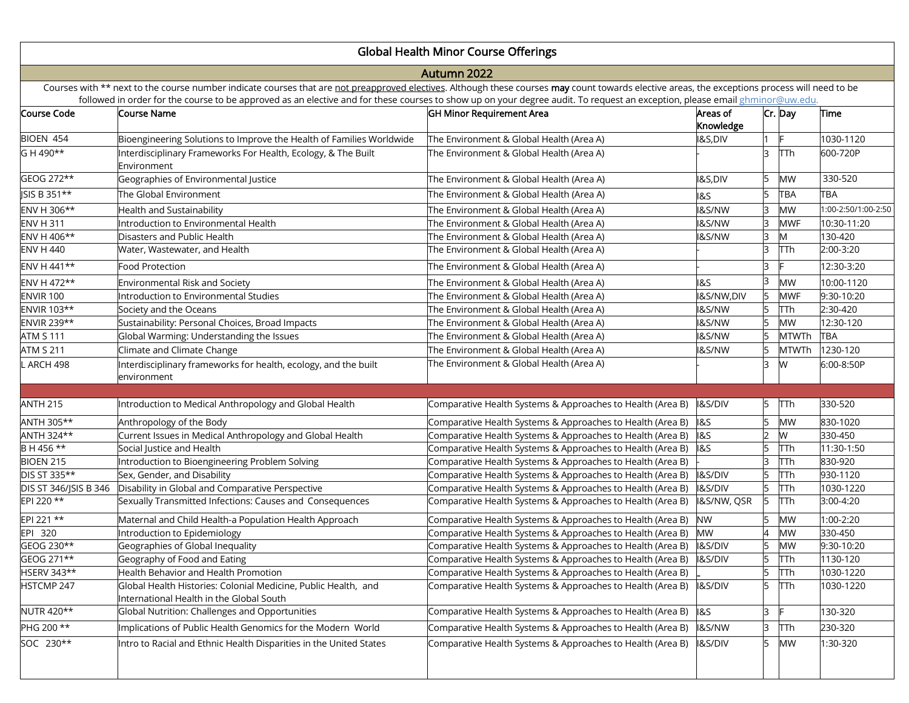# Global Health Minor Course Offerings

## Autumn 2022

Courses with ** next to the course number indicate courses that are not preapproved electives. Although these courses **may** count towards elective areas, the exceptions process will need to be followed in order for the course to be approved as an elective and for these courses to show up on your degree audit. To request an exception, please email ghminor@uw.edu.

| Course Code | Course Name | GH Minor Requirement Area | Areas of Knowledge | Cr. | Day | Time |
|---|---|---|---|---|---|---|
| BIOEN 454 | Bioengineering Solutions to Improve the Health of Families Worldwide | The Environment & Global Health (Area A) | I&S,DIV | 1 | F | 1030-1120 |
| G H 490** | Interdisciplinary Frameworks For Health, Ecology, & The Built Environment | The Environment & Global Health (Area A) | - | 3 | TTh | 600-720P |
| GEOG 272** | Geographies of Environmental Justice | The Environment & Global Health (Area A) | I&S,DIV | 5 | MW | 330-520 |
| JSIS B 351** | The Global Environment | The Environment & Global Health (Area A) | I&S | 5 | TBA | TBA |
| ENV H 306** | Health and Sustainability | The Environment & Global Health (Area A) | I&S/NW | 3 | MW | 1:00-2:50/1:00-2:50 |
| ENV H 311 | Introduction to Environmental Health | The Environment & Global Health (Area A) | I&S/NW | 3 | MWF | 10:30-11:20 |
| ENV H 406** | Disasters and Public Health | The Environment & Global Health (Area A) | I&S/NW | 3 | M | 130-420 |
| ENV H 440 | Water, Wastewater, and Health | The Environment & Global Health (Area A) | - | 3 | TTh | 2:00-3:20 |
| ENV H 441** | Food Protection | The Environment & Global Health (Area A) | - | 3 | F | 12:30-3:20 |
| ENV H 472** | Environmental Risk and Society | The Environment & Global Health (Area A) | I&S | 3 | MW | 10:00-1120 |
| ENVIR 100 | Introduction to Environmental Studies | The Environment & Global Health (Area A) | I&S/NW,DIV | 5 | MWF | 9:30-10:20 |
| ENVIR 103** | Society and the Oceans | The Environment & Global Health (Area A) | I&S/NW | 5 | TTh | 2:30-420 |
| ENVIR 239** | Sustainability: Personal Choices, Broad Impacts | The Environment & Global Health (Area A) | I&S/NW | 5 | MW | 12:30-120 |
| ATM S 111 | Global Warming: Understanding the Issues | The Environment & Global Health (Area A) | I&S/NW | 5 | MTWTh | TBA |
| ATM S 211 | Climate and Climate Change | The Environment & Global Health (Area A) | I&S/NW | 5 | MTWTh | 1230-120 |
| L ARCH 498 | Interdisciplinary frameworks for health, ecology, and the built environment | The Environment & Global Health (Area A) | - | 3 | W | 6:00-8:50P |
| | | | | | | |
| ANTH 215 | Introduction to Medical Anthropology and Global Health | Comparative Health Systems & Approaches to Health (Area B) | I&S/DIV | 5 | TTh | 330-520 |
| ANTH 305** | Anthropology of the Body | Comparative Health Systems & Approaches to Health (Area B) | I&S | 5 | MW | 830-1020 |
| ANTH 324** | Current Issues in Medical Anthropology and Global Health | Comparative Health Systems & Approaches to Health (Area B) | I&S | 2 | W | 330-450 |
| B H 456 ** | Social Justice and Health | Comparative Health Systems & Approaches to Health (Area B) | I&S | 5 | TTh | 11:30-1:50 |
| BIOEN 215 | Introduction to Bioengineering Problem Solving | Comparative Health Systems & Approaches to Health (Area B) | - | 3 | TTh | 830-920 |
| DIS ST 335** | Sex, Gender, and Disability | Comparative Health Systems & Approaches to Health (Area B) | I&S/DIV | 5 | TTh | 930-1120 |
| DIS ST 346/JSIS B 346 | Disability in Global and Comparative Perspective | Comparative Health Systems & Approaches to Health (Area B) | I&S/DIV | 5 | TTh | 1030-1220 |
| EPI 220 ** | Sexually Transmitted Infections: Causes and Consequences | Comparative Health Systems & Approaches to Health (Area B) | I&S/NW, QSR | 5 | TTh | 3:00-4:20 |
| EPI 221 ** | Maternal and Child Health-a Population Health Approach | Comparative Health Systems & Approaches to Health (Area B) | NW | 5 | MW | 1:00-2:20 |
| EPI 320 | Introduction to Epidemiology | Comparative Health Systems & Approaches to Health (Area B) | MW | 4 | MW | 330-450 |
| GEOG 230** | Geographies of Global Inequality | Comparative Health Systems & Approaches to Health (Area B) | I&S/DIV | 5 | MW | 9:30-10:20 |
| GEOG 271** | Geography of Food and Eating | Comparative Health Systems & Approaches to Health (Area B) | I&S/DIV | 5 | TTh | 1130-120 |
| HSERV 343** | Health Behavior and Health Promotion | Comparative Health Systems & Approaches to Health (Area B) | _ | 5 | TTh | 1030-1220 |
| HSTCMP 247 | Global Health Histories: Colonial Medicine, Public Health, and International Health in the Global South | Comparative Health Systems & Approaches to Health (Area B) | I&S/DIV | 5 | TTh | 1030-1220 |
| NUTR 420** | Global Nutrition: Challenges and Opportunities | Comparative Health Systems & Approaches to Health (Area B) | I&S | 3 | F | 130-320 |
| PHG 200 ** | Implications of Public Health Genomics for the Modern World | Comparative Health Systems & Approaches to Health (Area B) | I&S/NW | 3 | TTh | 230-320 |
| SOC 230** | Intro to Racial and Ethnic Health Disparities in the United States | Comparative Health Systems & Approaches to Health (Area B) | I&S/DIV | 5 | MW | 1:30-320 |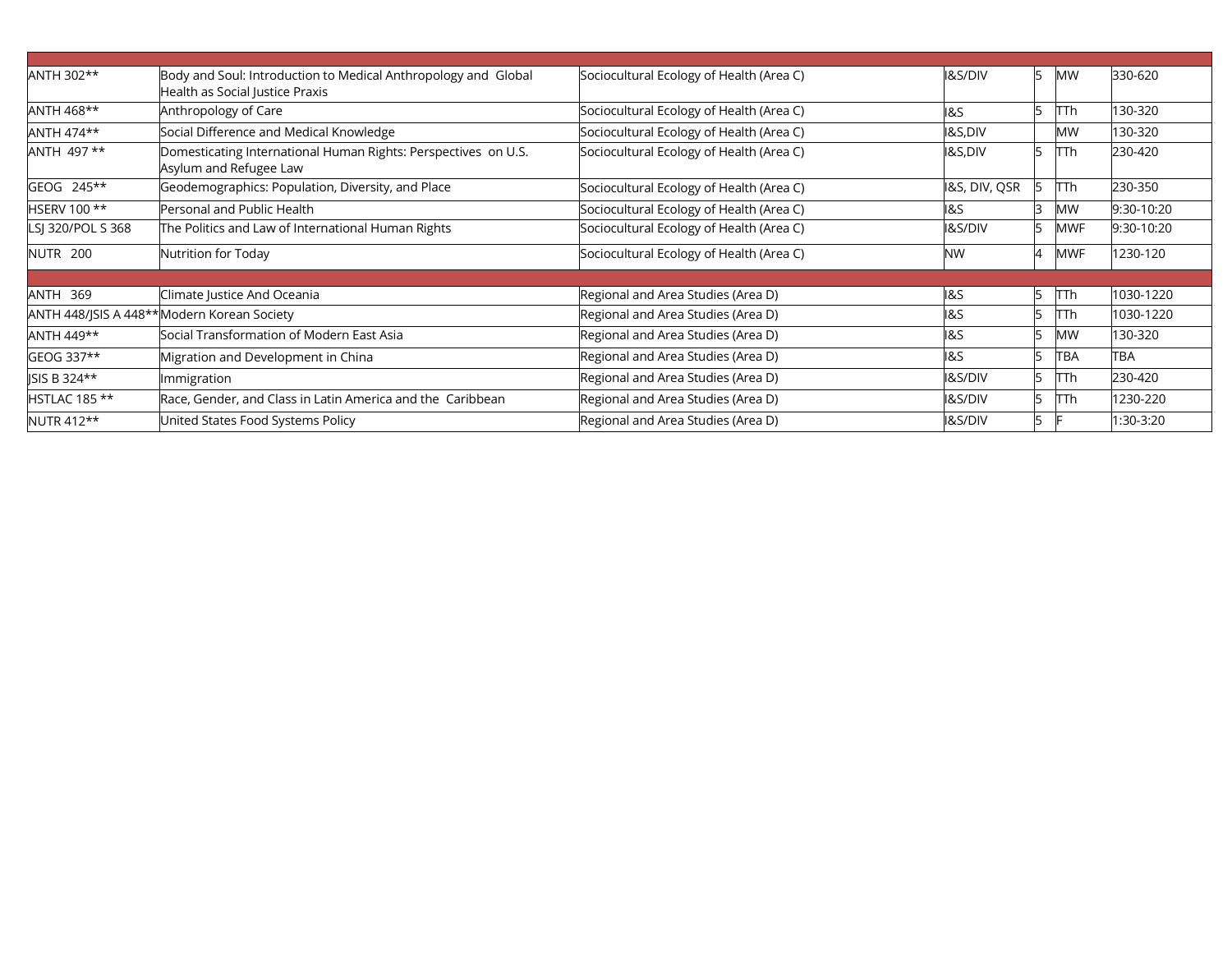| | | | | | | |
|---|---|---|---|---|---|---|
| | | | | | | |
| ANTH 302** | Body and Soul: Introduction to Medical Anthropology and Global Health as Social Justice Praxis | Sociocultural Ecology of Health (Area C) | I&S/DIV | 5 | MW | 330-620 |
| ANTH 468** | Anthropology of Care | Sociocultural Ecology of Health (Area C) | I&S | 5 | TTh | 130-320 |
| ANTH 474** | Social Difference and Medical Knowledge | Sociocultural Ecology of Health (Area C) | I&S,DIV | | MW | 130-320 |
| ANTH 497 ** | Domesticating International Human Rights: Perspectives on U.S. Asylum and Refugee Law | Sociocultural Ecology of Health (Area C) | I&S,DIV | 5 | TTh | 230-420 |
| GEOG 245** | Geodemographics: Population, Diversity, and Place | Sociocultural Ecology of Health (Area C) | I&S, DIV, QSR | 5 | TTh | 230-350 |
| HSERV 100 ** | Personal and Public Health | Sociocultural Ecology of Health (Area C) | I&S | 3 | MW | 9:30-10:20 |
| LSJ 320/POL S 368 | The Politics and Law of International Human Rights | Sociocultural Ecology of Health (Area C) | I&S/DIV | 5 | MWF | 9:30-10:20 |
| NUTR 200 | Nutrition for Today | Sociocultural Ecology of Health (Area C) | NW | 4 | MWF | 1230-120 |
| | | | | | | |
| ANTH 369 | Climate Justice And Oceania | Regional and Area Studies (Area D) | I&S | 5 | TTh | 1030-1220 |
| ANTH 448/JSIS A 448** | Modern Korean Society | Regional and Area Studies (Area D) | I&S | 5 | TTh | 1030-1220 |
| ANTH 449** | Social Transformation of Modern East Asia | Regional and Area Studies (Area D) | I&S | 5 | MW | 130-320 |
| GEOG 337** | Migration and Development in China | Regional and Area Studies (Area D) | I&S | 5 | TBA | TBA |
| JSIS B 324** | Immigration | Regional and Area Studies (Area D) | I&S/DIV | 5 | TTh | 230-420 |
| HSTLAC 185 ** | Race, Gender, and Class in Latin America and the Caribbean | Regional and Area Studies (Area D) | I&S/DIV | 5 | TTh | 1230-220 |
| NUTR 412** | United States Food Systems Policy | Regional and Area Studies (Area D) | I&S/DIV | 5 | F | 1:30-3:20 |